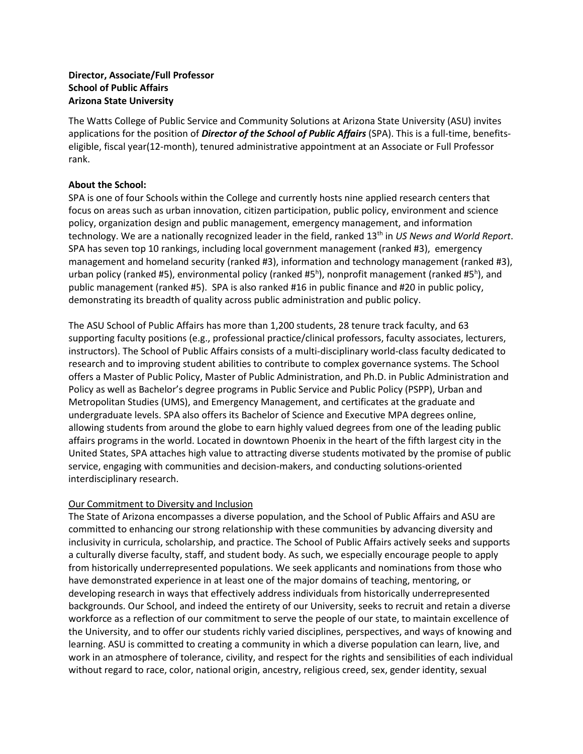**Director, Associate/Full Professor**
**School of Public Affairs**
**Arizona State University**

The Watts College of Public Service and Community Solutions at Arizona State University (ASU) invites applications for the position of ***Director of the School of Public Affairs*** (SPA). This is a full-time, benefits-eligible, fiscal year(12-month), tenured administrative appointment at an Associate or Full Professor rank.

**About the School:**
SPA is one of four Schools within the College and currently hosts nine applied research centers that focus on areas such as urban innovation, citizen participation, public policy, environment and science policy, organization design and public management, emergency management, and information technology. We are a nationally recognized leader in the field, ranked 13th in *US News and World Report*. SPA has seven top 10 rankings, including local government management (ranked #3), emergency management and homeland security (ranked #3), information and technology management (ranked #3), urban policy (ranked #5), environmental policy (ranked #5h), nonprofit management (ranked #5h), and public management (ranked #5). SPA is also ranked #16 in public finance and #20 in public policy, demonstrating its breadth of quality across public administration and public policy.

The ASU School of Public Affairs has more than 1,200 students, 28 tenure track faculty, and 63 supporting faculty positions (e.g., professional practice/clinical professors, faculty associates, lecturers, instructors). The School of Public Affairs consists of a multi-disciplinary world-class faculty dedicated to research and to improving student abilities to contribute to complex governance systems. The School offers a Master of Public Policy, Master of Public Administration, and Ph.D. in Public Administration and Policy as well as Bachelor's degree programs in Public Service and Public Policy (PSPP), Urban and Metropolitan Studies (UMS), and Emergency Management, and certificates at the graduate and undergraduate levels. SPA also offers its Bachelor of Science and Executive MPA degrees online, allowing students from around the globe to earn highly valued degrees from one of the leading public affairs programs in the world. Located in downtown Phoenix in the heart of the fifth largest city in the United States, SPA attaches high value to attracting diverse students motivated by the promise of public service, engaging with communities and decision-makers, and conducting solutions-oriented interdisciplinary research.

<u>Our Commitment to Diversity and Inclusion</u>
The State of Arizona encompasses a diverse population, and the School of Public Affairs and ASU are committed to enhancing our strong relationship with these communities by advancing diversity and inclusivity in curricula, scholarship, and practice. The School of Public Affairs actively seeks and supports a culturally diverse faculty, staff, and student body. As such, we especially encourage people to apply from historically underrepresented populations. We seek applicants and nominations from those who have demonstrated experience in at least one of the major domains of teaching, mentoring, or developing research in ways that effectively address individuals from historically underrepresented backgrounds. Our School, and indeed the entirety of our University, seeks to recruit and retain a diverse workforce as a reflection of our commitment to serve the people of our state, to maintain excellence of the University, and to offer our students richly varied disciplines, perspectives, and ways of knowing and learning. ASU is committed to creating a community in which a diverse population can learn, live, and work in an atmosphere of tolerance, civility, and respect for the rights and sensibilities of each individual without regard to race, color, national origin, ancestry, religious creed, sex, gender identity, sexual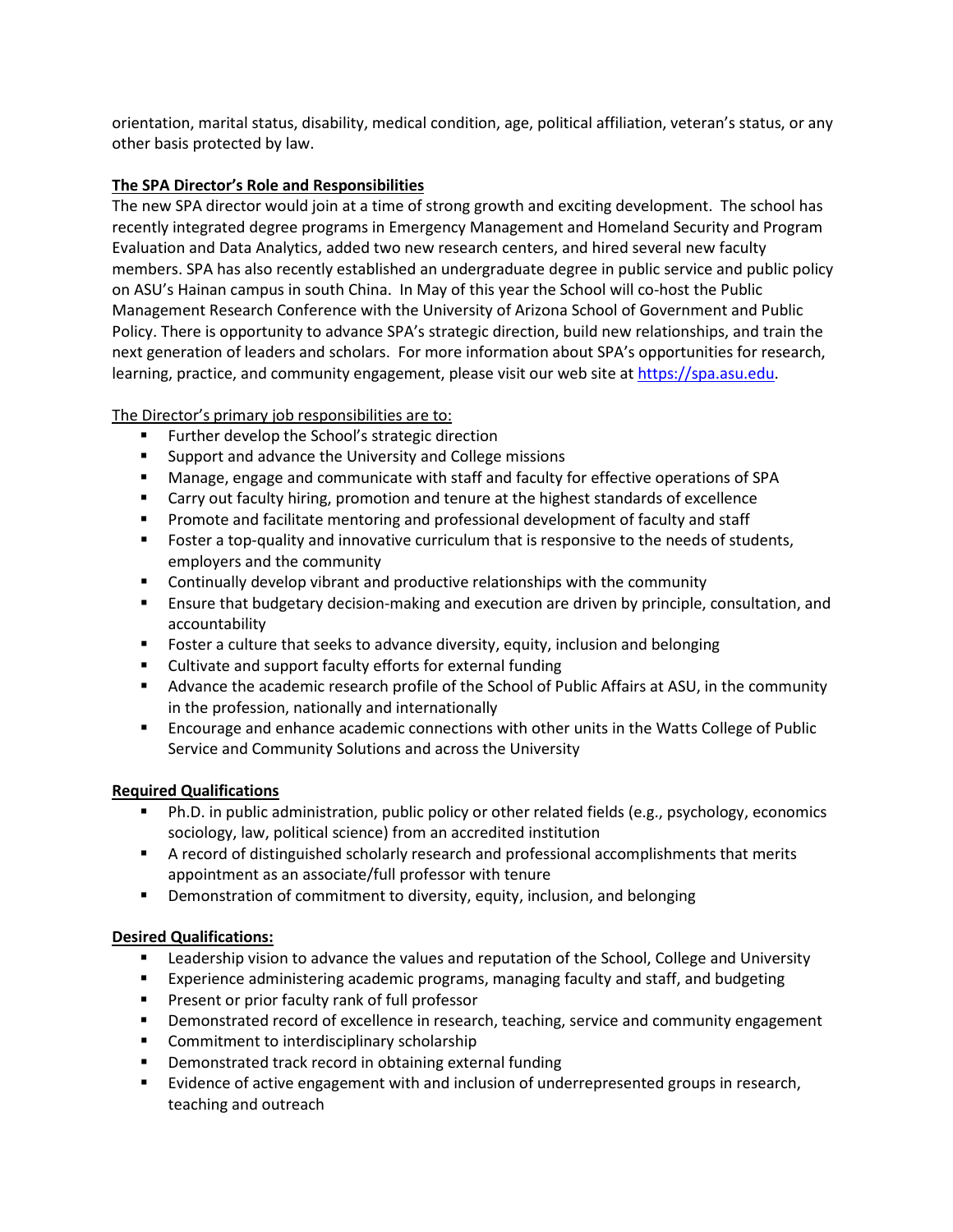orientation, marital status, disability, medical condition, age, political affiliation, veteran's status, or any other basis protected by law.

**The SPA Director's Role and Responsibilities**

The new SPA director would join at a time of strong growth and exciting development. The school has recently integrated degree programs in Emergency Management and Homeland Security and Program Evaluation and Data Analytics, added two new research centers, and hired several new faculty members. SPA has also recently established an undergraduate degree in public service and public policy on ASU's Hainan campus in south China. In May of this year the School will co-host the Public Management Research Conference with the University of Arizona School of Government and Public Policy. There is opportunity to advance SPA's strategic direction, build new relationships, and train the next generation of leaders and scholars. For more information about SPA's opportunities for research, learning, practice, and community engagement, please visit our web site at [https://spa.asu.edu](https://spa.asu.edu).

The Director's primary job responsibilities are to:

- Further develop the School's strategic direction
- Support and advance the University and College missions
- Manage, engage and communicate with staff and faculty for effective operations of SPA
- Carry out faculty hiring, promotion and tenure at the highest standards of excellence
- Promote and facilitate mentoring and professional development of faculty and staff
- Foster a top-quality and innovative curriculum that is responsive to the needs of students, employers and the community
- Continually develop vibrant and productive relationships with the community
- Ensure that budgetary decision-making and execution are driven by principle, consultation, and accountability
- Foster a culture that seeks to advance diversity, equity, inclusion and belonging
- Cultivate and support faculty efforts for external funding
- Advance the academic research profile of the School of Public Affairs at ASU, in the community in the profession, nationally and internationally
- Encourage and enhance academic connections with other units in the Watts College of Public Service and Community Solutions and across the University

**Required Qualifications**

- Ph.D. in public administration, public policy or other related fields (e.g., psychology, economics sociology, law, political science) from an accredited institution
- A record of distinguished scholarly research and professional accomplishments that merits appointment as an associate/full professor with tenure
- Demonstration of commitment to diversity, equity, inclusion, and belonging

**Desired Qualifications:**

- Leadership vision to advance the values and reputation of the School, College and University
- Experience administering academic programs, managing faculty and staff, and budgeting
- Present or prior faculty rank of full professor
- Demonstrated record of excellence in research, teaching, service and community engagement
- Commitment to interdisciplinary scholarship
- Demonstrated track record in obtaining external funding
- Evidence of active engagement with and inclusion of underrepresented groups in research, teaching and outreach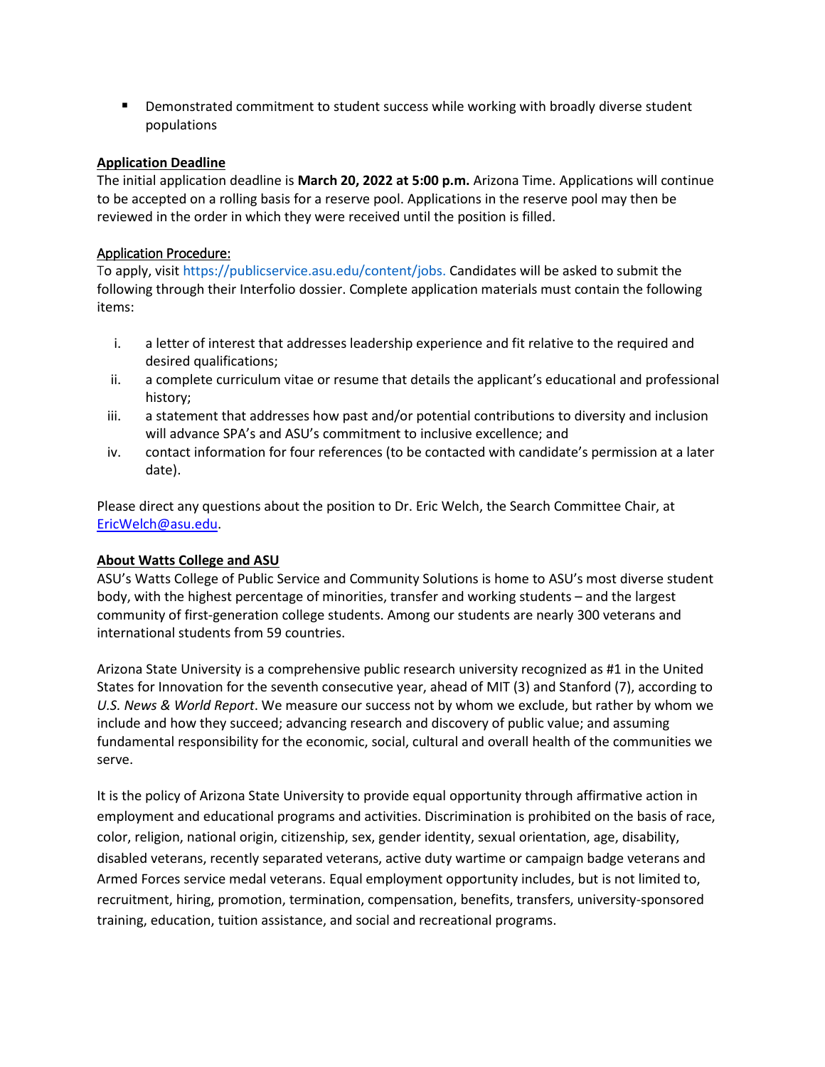- Demonstrated commitment to student success while working with broadly diverse student populations

**Application Deadline**

The initial application deadline is **March 20, 2022 at 5:00 p.m.** Arizona Time. Applications will continue to be accepted on a rolling basis for a reserve pool. Applications in the reserve pool may then be reviewed in the order in which they were received until the position is filled.

**Application Procedure:**

To apply, visit https://publicservice.asu.edu/content/jobs. Candidates will be asked to submit the following through their Interfolio dossier. Complete application materials must contain the following items:

i. a letter of interest that addresses leadership experience and fit relative to the required and desired qualifications;
ii. a complete curriculum vitae or resume that details the applicant's educational and professional history;
iii. a statement that addresses how past and/or potential contributions to diversity and inclusion will advance SPA's and ASU's commitment to inclusive excellence; and
iv. contact information for four references (to be contacted with candidate's permission at a later date).

Please direct any questions about the position to Dr. Eric Welch, the Search Committee Chair, at EricWelch@asu.edu.

**About Watts College and ASU**

ASU's Watts College of Public Service and Community Solutions is home to ASU's most diverse student body, with the highest percentage of minorities, transfer and working students – and the largest community of first-generation college students. Among our students are nearly 300 veterans and international students from 59 countries.

Arizona State University is a comprehensive public research university recognized as #1 in the United States for Innovation for the seventh consecutive year, ahead of MIT (3) and Stanford (7), according to *U.S. News & World Report*. We measure our success not by whom we exclude, but rather by whom we include and how they succeed; advancing research and discovery of public value; and assuming fundamental responsibility for the economic, social, cultural and overall health of the communities we serve.

It is the policy of Arizona State University to provide equal opportunity through affirmative action in employment and educational programs and activities. Discrimination is prohibited on the basis of race, color, religion, national origin, citizenship, sex, gender identity, sexual orientation, age, disability, disabled veterans, recently separated veterans, active duty wartime or campaign badge veterans and Armed Forces service medal veterans. Equal employment opportunity includes, but is not limited to, recruitment, hiring, promotion, termination, compensation, benefits, transfers, university-sponsored training, education, tuition assistance, and social and recreational programs.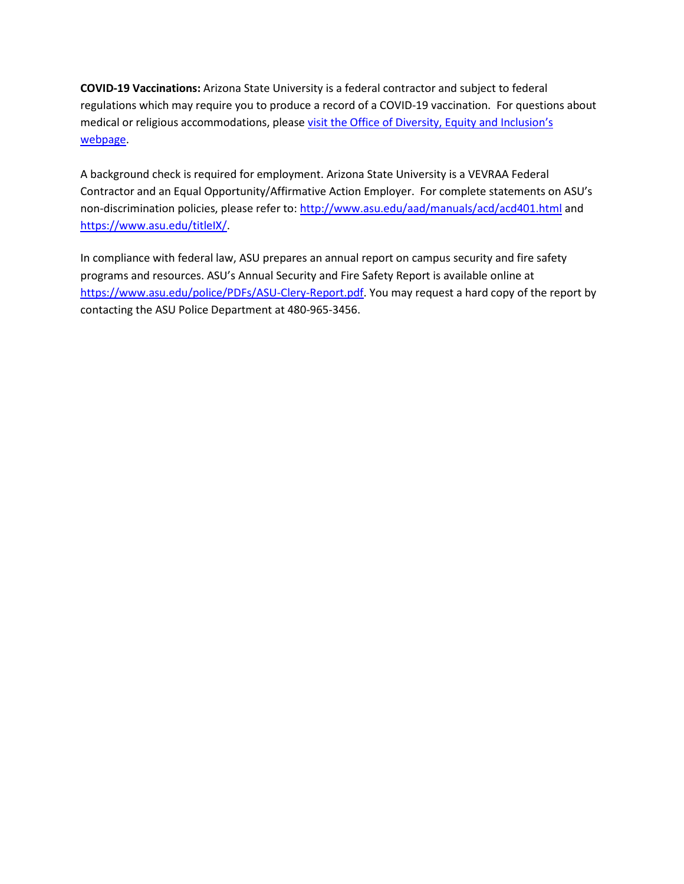**COVID-19 Vaccinations:** Arizona State University is a federal contractor and subject to federal regulations which may require you to produce a record of a COVID-19 vaccination. For questions about medical or religious accommodations, please [visit the Office of Diversity, Equity and Inclusion's webpage](#).

A background check is required for employment. Arizona State University is a VEVRAA Federal Contractor and an Equal Opportunity/Affirmative Action Employer. For complete statements on ASU's non-discrimination policies, please refer to: http://www.asu.edu/aad/manuals/acd/acd401.html and https://www.asu.edu/titleIX/.

In compliance with federal law, ASU prepares an annual report on campus security and fire safety programs and resources. ASU's Annual Security and Fire Safety Report is available online at https://www.asu.edu/police/PDFs/ASU-Clery-Report.pdf. You may request a hard copy of the report by contacting the ASU Police Department at 480-965-3456.